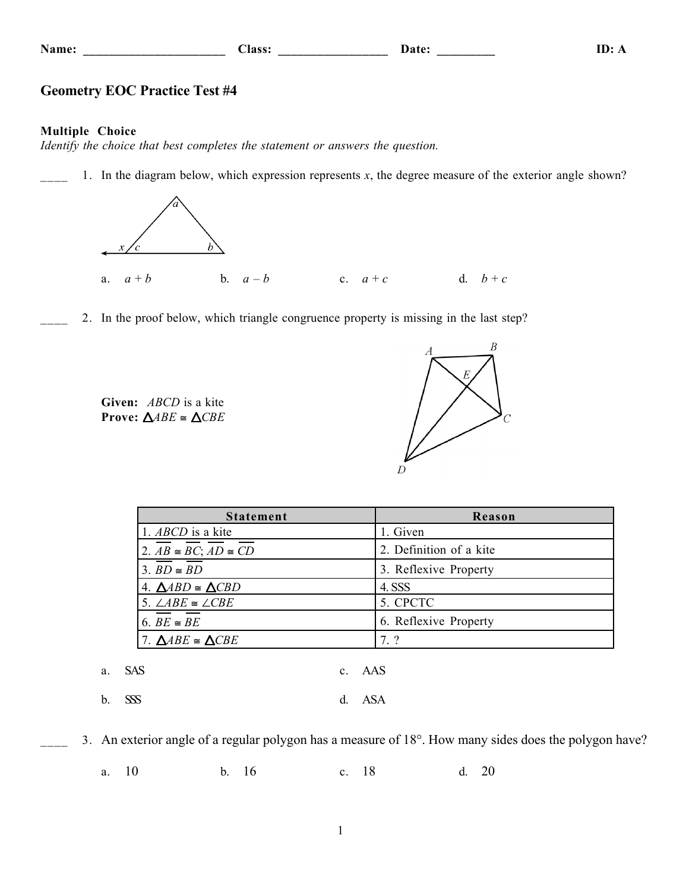Name: ______________________ Class: _________________ Date: _________ ID: A

# Geometry EOC Practice Test #4

**Multiple Choice**
*Identify the choice that best completes the statement or answers the question.*

____ 1. In the diagram below, which expression represents $x$, the degree measure of the exterior angle shown?

a. $a + b$ b. $a - b$ c. $a + c$ d. $b + c$

____ 2. In the proof below, which triangle congruence property is missing in the last step?

**Given:** $ABCD$ is a kite
**Prove:** $\triangle ABE \cong \triangle CBE$

| Statement | Reason |
|---|---|
| 1. $ABCD$ is a kite | 1. Given |
| 2. $\overline{AB} \cong \overline{BC}$; $\overline{AD} \cong \overline{CD}$ | 2. Definition of a kite |
| 3. $\overline{BD} \cong \overline{BD}$ | 3. Reflexive Property |
| 4. $\triangle ABD \cong \triangle CBD$ | 4. SSS |
| 5. $\angle ABE \cong \angle CBE$ | 5. CPCTC |
| 6. $\overline{BE} \cong \overline{BE}$ | 6. Reflexive Property |
| 7. $\triangle ABE \cong \triangle CBE$ | 7. ? |

a. SAS
b. SSS
c. AAS
d. ASA

____ 3. An exterior angle of a regular polygon has a measure of 18°. How many sides does the polygon have?

a. 10 b. 16 c. 18 d. 20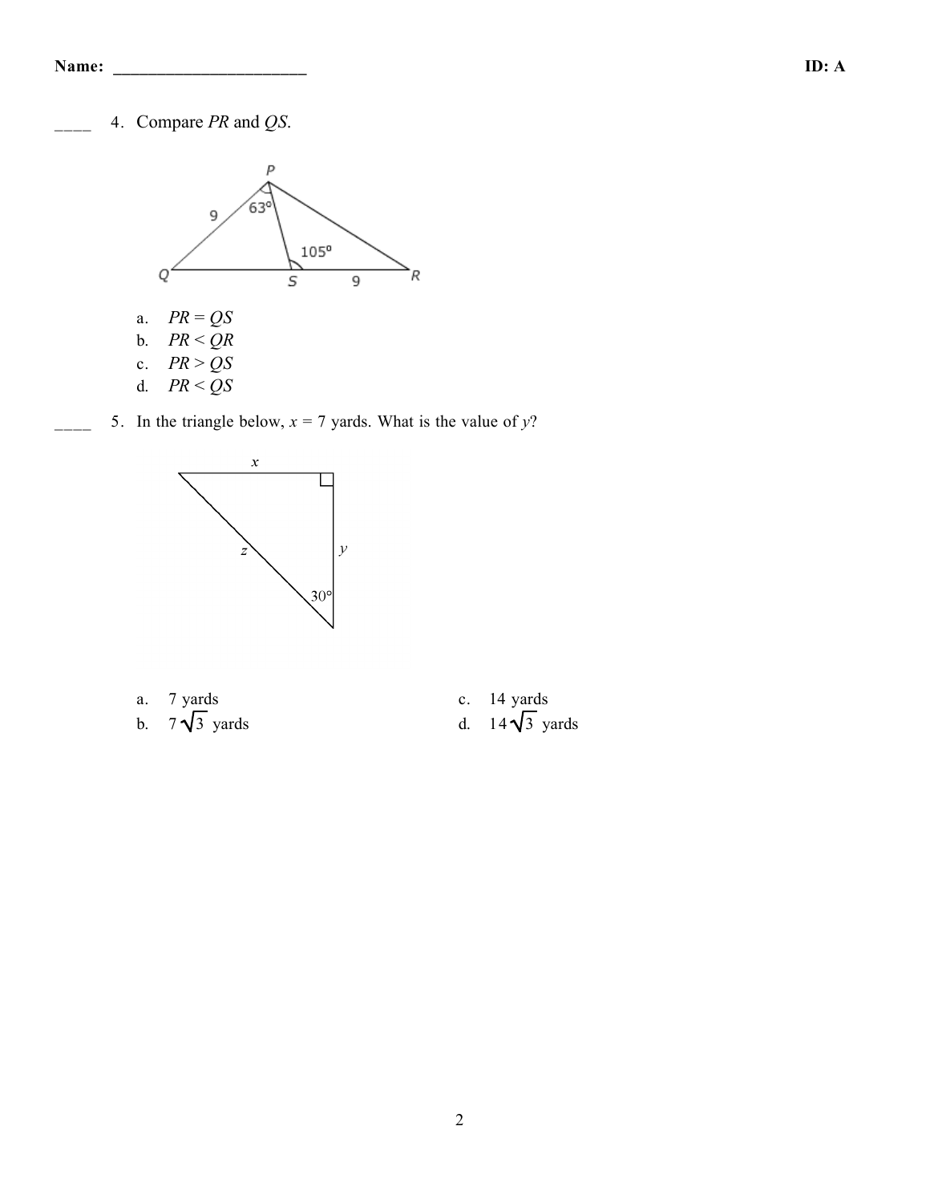Name: ______________________ ID: A

____ 4. Compare $PR$ and $QS$.

a. $PR = QS$
b. $PR < QR$
c. $PR > QS$
d. $PR < QS$

____ 5. In the triangle below, $x = 7$ yards. What is the value of $y$?

a. 7 yards
b. $7\sqrt{3}$ yards
c. 14 yards
d. $14\sqrt{3}$ yards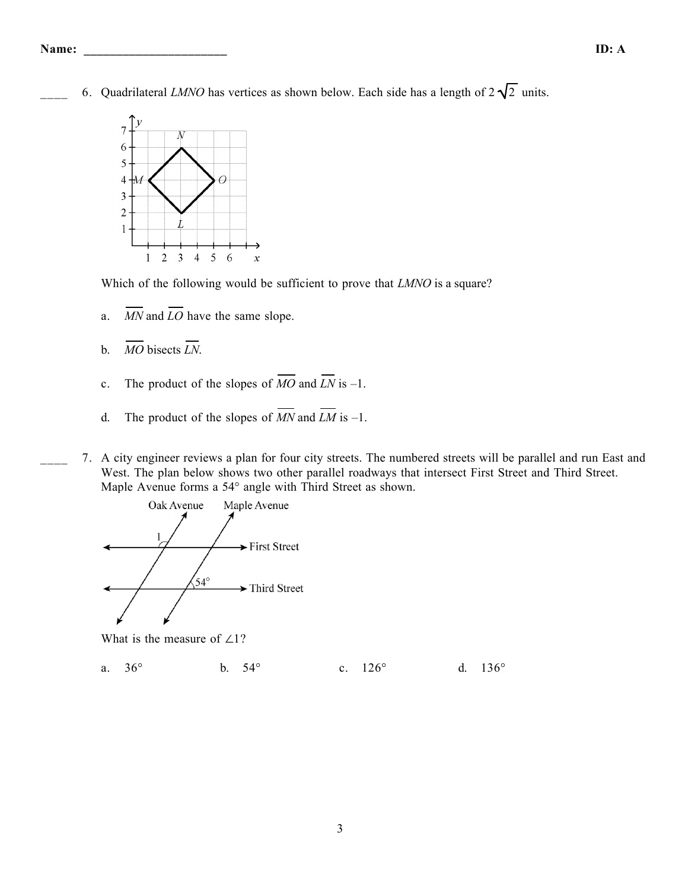**Name:** ______________________ **ID: A**

____ 6. Quadrilateral *LMNO* has vertices as shown below. Each side has a length of $2\sqrt{2}$ units.

Which of the following would be sufficient to prove that *LMNO* is a square?

a. $\overline{MN}$ and $\overline{LO}$ have the same slope.

b. $\overline{MO}$ bisects $\overline{LN}$.

c. The product of the slopes of $\overline{MO}$ and $\overline{LN}$ is –1.

d. The product of the slopes of $\overline{MN}$ and $\overline{LM}$ is –1.

____ 7. A city engineer reviews a plan for four city streets. The numbered streets will be parallel and run East and West. The plan below shows two other parallel roadways that intersect First Street and Third Street. Maple Avenue forms a 54° angle with Third Street as shown.

What is the measure of $\angle 1$?

a. 36° b. 54° c. 126° d. 136°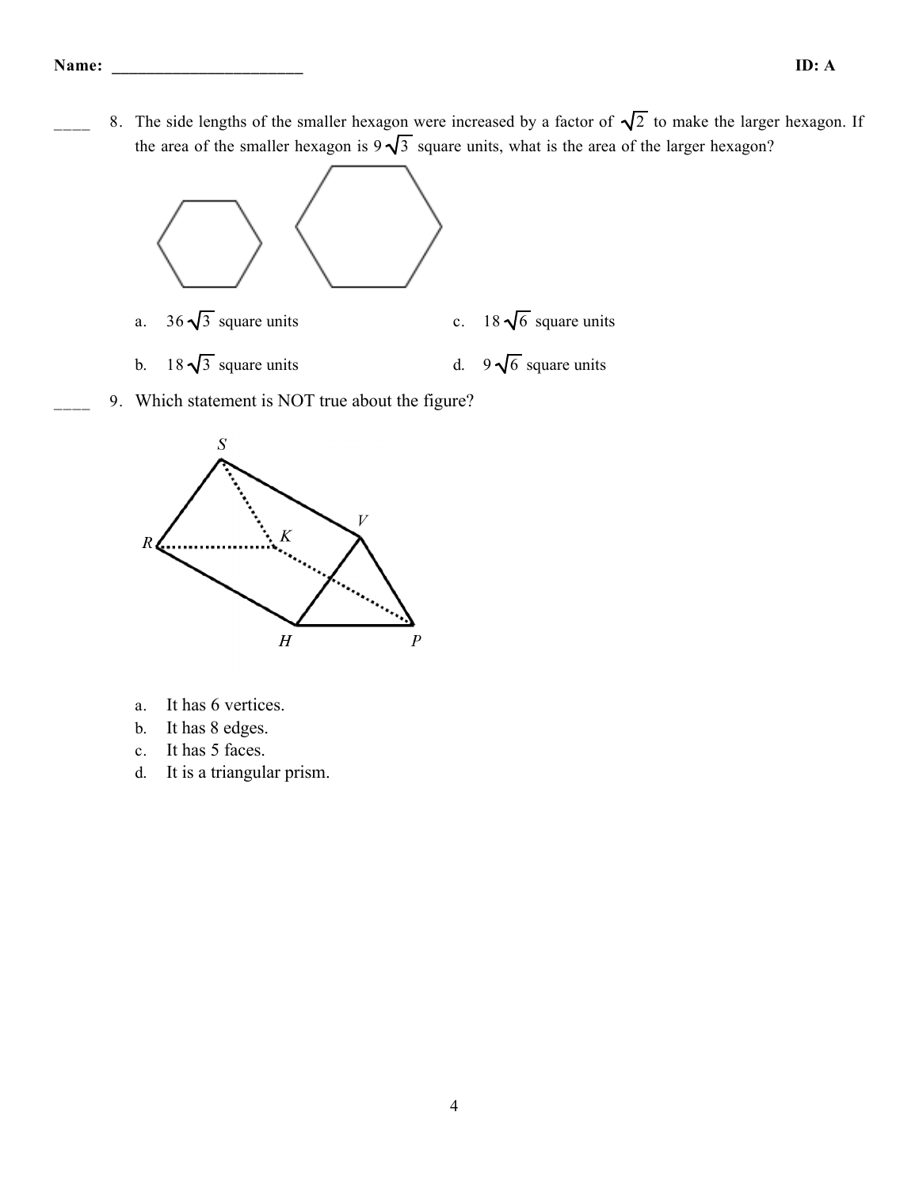____ 8. The side lengths of the smaller hexagon were increased by a factor of $\sqrt{2}$ to make the larger hexagon. If the area of the smaller hexagon is $9\sqrt{3}$ square units, what is the area of the larger hexagon?

a. $36\sqrt{3}$ square units

b. $18\sqrt{3}$ square units

c. $18\sqrt{6}$ square units

d. $9\sqrt{6}$ square units

____ 9. Which statement is NOT true about the figure?

a. It has 6 vertices.
b. It has 8 edges.
c. It has 5 faces.
d. It is a triangular prism.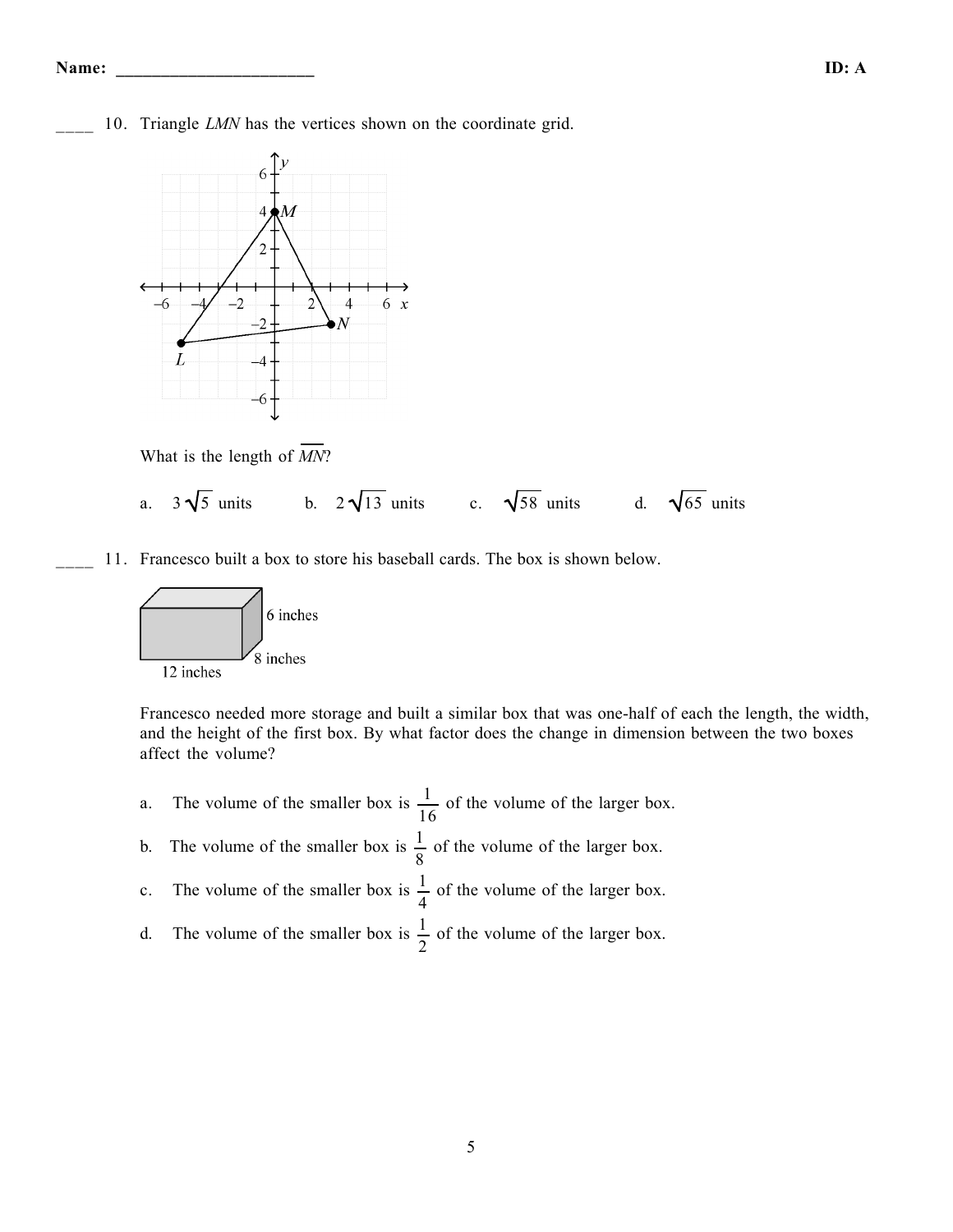Name: ______________________ **ID: A**

____ 10. Triangle *LMN* has the vertices shown on the coordinate grid.

What is the length of $\overline{MN}$?

a. $3\sqrt{5}$ units  b. $2\sqrt{13}$ units  c. $\sqrt{58}$ units  d. $\sqrt{65}$ units

____ 11. Francesco built a box to store his baseball cards. The box is shown below.

Francesco needed more storage and built a similar box that was one-half of each the length, the width, and the height of the first box. By what factor does the change in dimension between the two boxes affect the volume?

a. The volume of the smaller box is $\frac{1}{16}$ of the volume of the larger box.

b. The volume of the smaller box is $\frac{1}{8}$ of the volume of the larger box.

c. The volume of the smaller box is $\frac{1}{4}$ of the volume of the larger box.

d. The volume of the smaller box is $\frac{1}{2}$ of the volume of the larger box.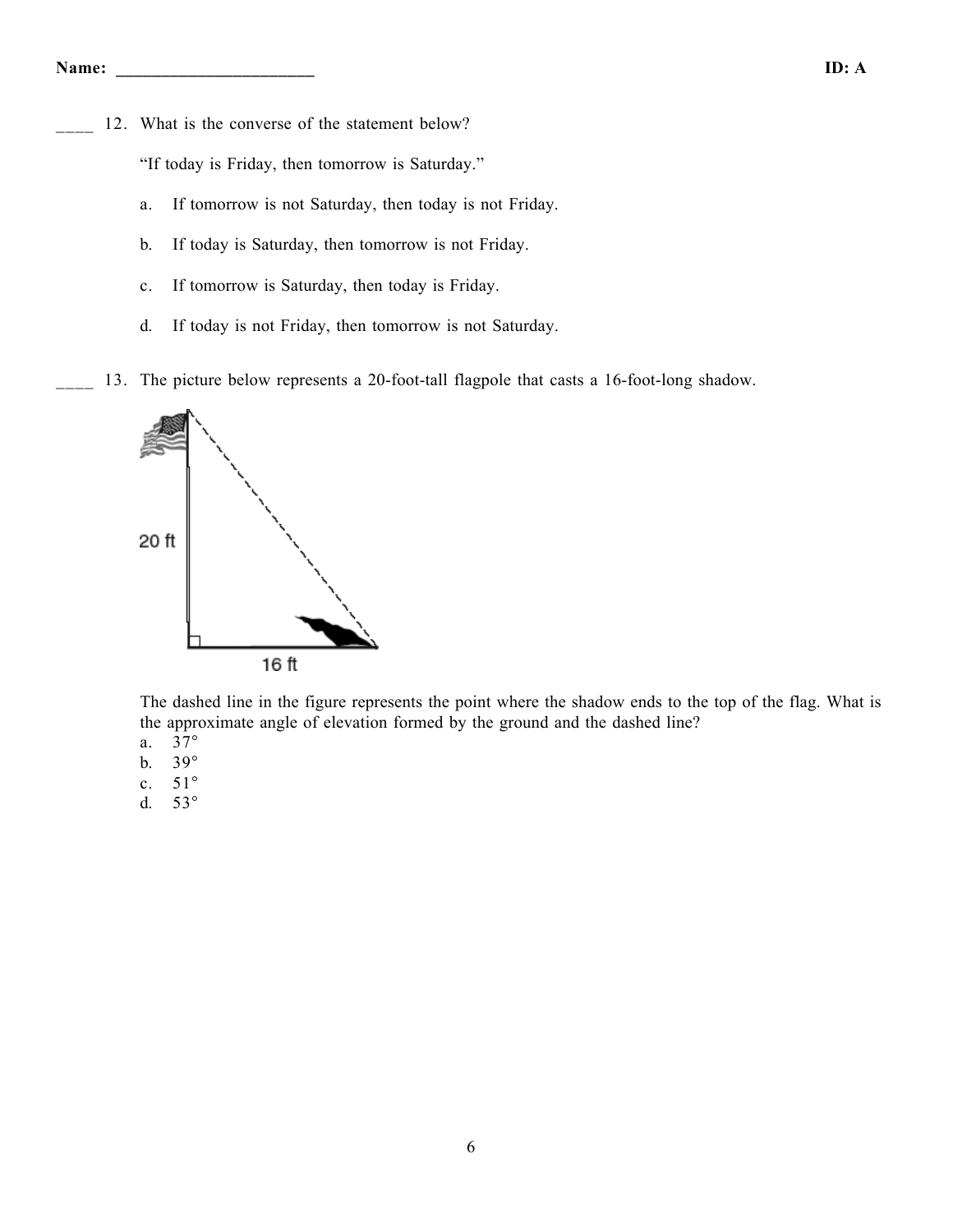____ 12. What is the converse of the statement below?

"If today is Friday, then tomorrow is Saturday."

a. If tomorrow is not Saturday, then today is not Friday.

b. If today is Saturday, then tomorrow is not Friday.

c. If tomorrow is Saturday, then today is Friday.

d. If today is not Friday, then tomorrow is not Saturday.

____ 13. The picture below represents a 20-foot-tall flagpole that casts a 16-foot-long shadow.

20 ft

16 ft

The dashed line in the figure represents the point where the shadow ends to the top of the flag. What is the approximate angle of elevation formed by the ground and the dashed line?

a. 37°
b. 39°
c. 51°
d. 53°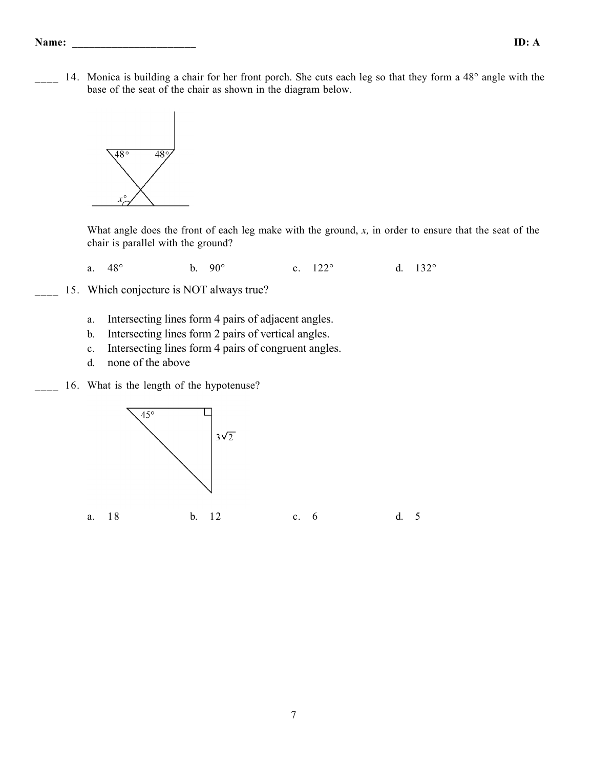Name: ______________________ ID: A

____ 14. Monica is building a chair for her front porch. She cuts each leg so that they form a 48° angle with the base of the seat of the chair as shown in the diagram below.

What angle does the front of each leg make with the ground, $x$, in order to ensure that the seat of the chair is parallel with the ground?

a. 48°  b. 90°  c. 122°  d. 132°

____ 15. Which conjecture is NOT always true?

a. Intersecting lines form 4 pairs of adjacent angles.
b. Intersecting lines form 2 pairs of vertical angles.
c. Intersecting lines form 4 pairs of congruent angles.
d. none of the above

____ 16. What is the length of the hypotenuse?

a. 18  b. 12  c. 6  d. 5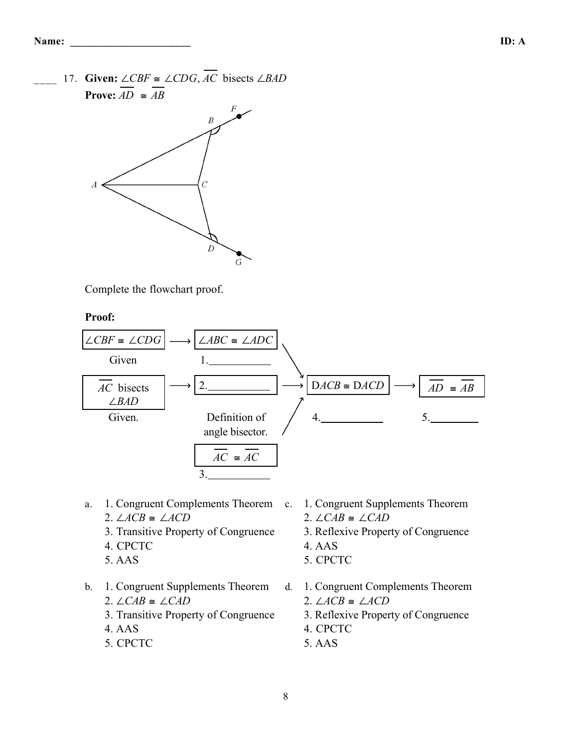Name: ______________________ ID: A

____ 17. **Given:** $\angle CBF \cong \angle CDG$, $\overline{AC}$ bisects $\angle BAD$
**Prove:** $\overline{AD} \cong \overline{AB}$

Complete the flowchart proof.

**Proof:**

| Step | Statement | Reason |
|---|---|---|
| | $\angle CBF \cong \angle CDG$ | Given |
| | $\angle ABC \cong \angle ADC$ | 1.__________ |
| | $\overline{AC}$ bisects $\angle BAD$ | Given. |
| | 2.__________ | Definition of angle bisector. |
| | $\overline{AC} \cong \overline{AC}$ | 3.__________ |
| | D$ACB \cong$ D$ACD$ | 4.__________ |
| | $\overline{AD} \cong \overline{AB}$ | 5.__________ |

a. 1. Congruent Complements Theorem
2. $\angle ACB \cong \angle ACD$
3. Transitive Property of Congruence
4. CPCTC
5. AAS

b. 1. Congruent Supplements Theorem
2. $\angle CAB \cong \angle CAD$
3. Transitive Property of Congruence
4. AAS
5. CPCTC

c. 1. Congruent Supplements Theorem
2. $\angle CAB \cong \angle CAD$
3. Reflexive Property of Congruence
4. AAS
5. CPCTC

d. 1. Congruent Complements Theorem
2. $\angle ACB \cong \angle ACD$
3. Reflexive Property of Congruence
4. CPCTC
5. AAS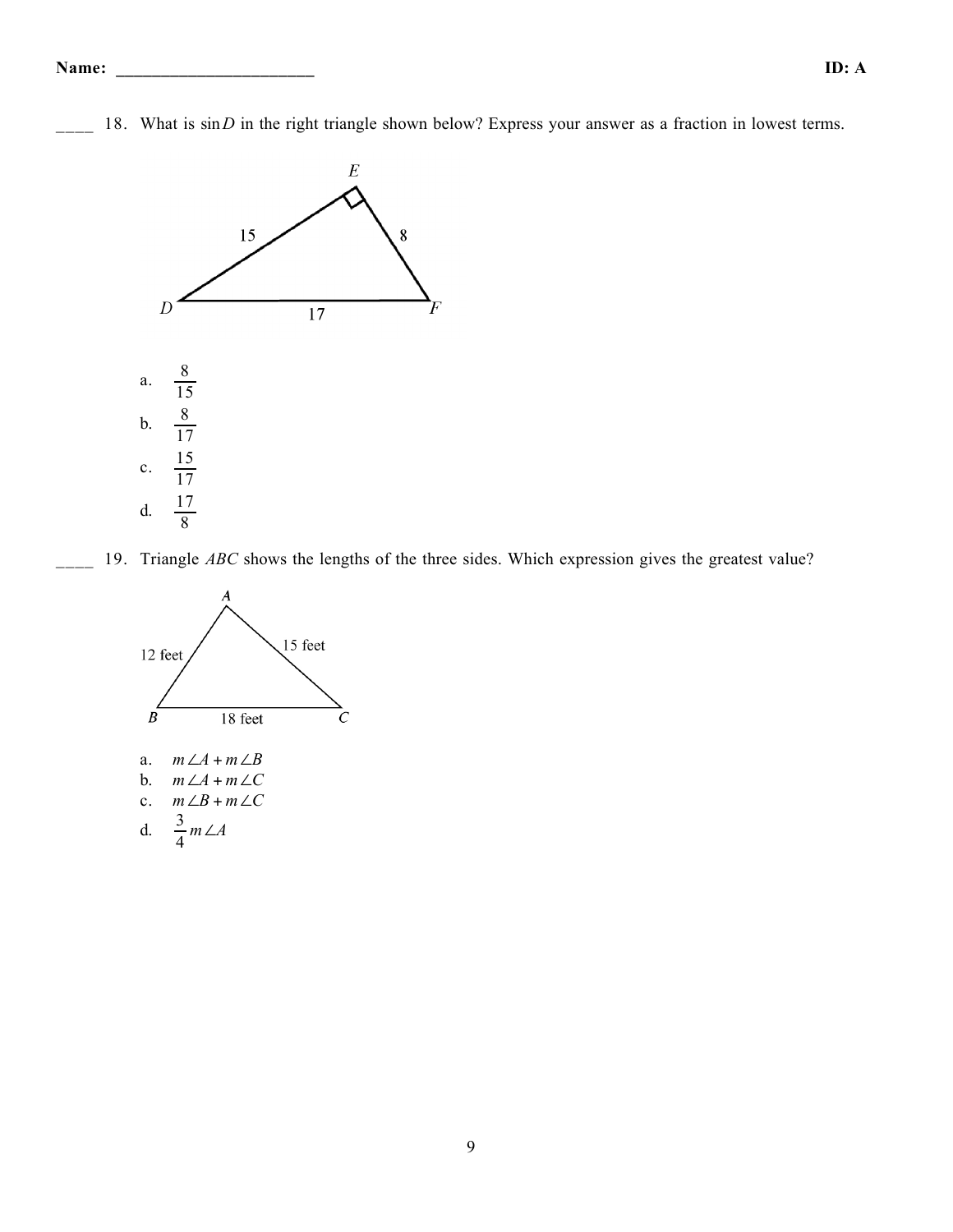**Name: ______________________** **ID: A**

____ 18. What is $\sin D$ in the right triangle shown below? Express your answer as a fraction in lowest terms.

a. $\frac{8}{15}$

b. $\frac{8}{17}$

c. $\frac{15}{17}$

d. $\frac{17}{8}$

____ 19. Triangle $ABC$ shows the lengths of the three sides. Which expression gives the greatest value?

a. $m\angle A + m\angle B$

b. $m\angle A + m\angle C$

c. $m\angle B + m\angle C$

d. $\frac{3}{4}m\angle A$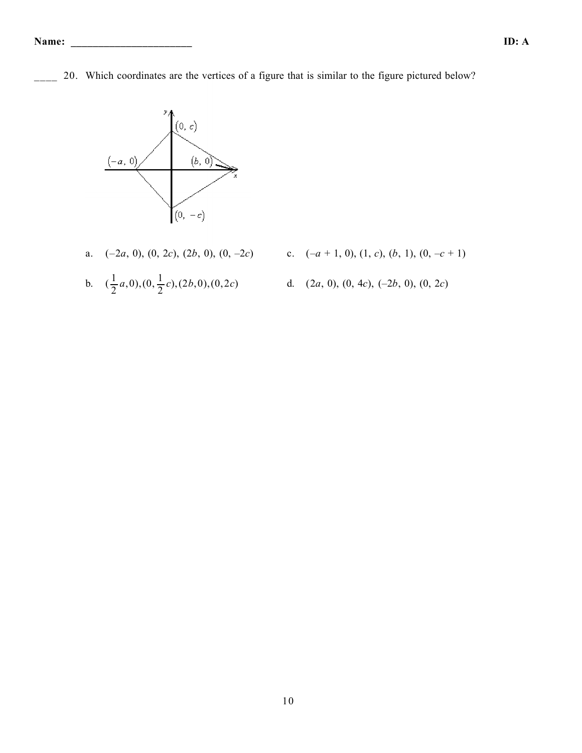Name: ______________________ ID: A

____ 20. Which coordinates are the vertices of a figure that is similar to the figure pictured below?

a. $(-2a, 0)$, $(0, 2c)$, $(2b, 0)$, $(0, -2c)$

b. $(\frac{1}{2}a, 0), (0, \frac{1}{2}c), (2b, 0), (0, 2c)$

c. $(-a + 1, 0)$, $(1, c)$, $(b, 1)$, $(0, -c + 1)$

d. $(2a, 0)$, $(0, 4c)$, $(-2b, 0)$, $(0, 2c)$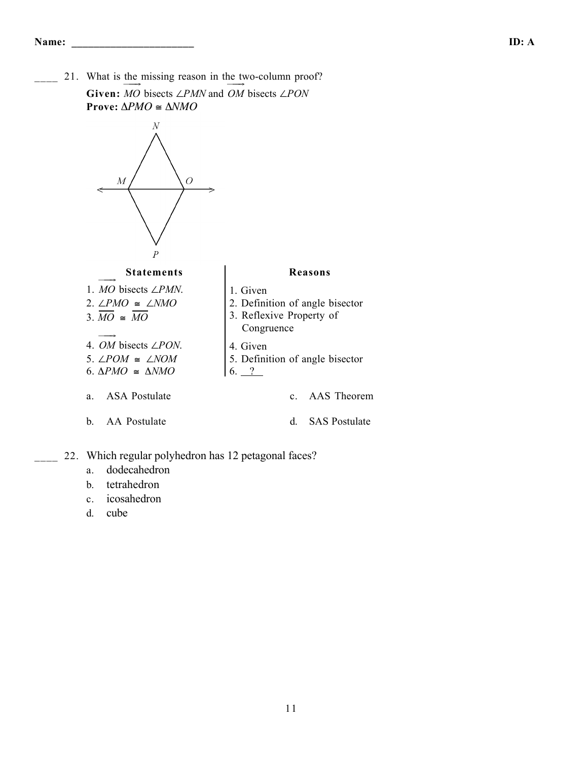Name: ______________________ ID: A

____ 21. What is the missing reason in the two-column proof?

**Given:** $\overrightarrow{MO}$ bisects $\angle PMN$ and $\overrightarrow{OM}$ bisects $\angle PON$

**Prove:** $\Delta PMO \cong \Delta NMO$

| Statements | Reasons |
| --- | --- |
| 1. $\overrightarrow{MO}$ bisects $\angle PMN$. | 1. Given |
| 2. $\angle PMO \cong \angle NMO$ | 2. Definition of angle bisector |
| 3. $\overline{MO} \cong \overline{MO}$ | 3. Reflexive Property of Congruence |
| 4. $\overrightarrow{OM}$ bisects $\angle PON$. | 4. Given |
| 5. $\angle POM \cong \angle NOM$ | 5. Definition of angle bisector |
| 6. $\Delta PMO \cong \Delta NMO$ | 6. __?__ |

a. ASA Postulate

b. AA Postulate

c. AAS Theorem

d. SAS Postulate

____ 22. Which regular polyhedron has 12 petagonal faces?

a. dodecahedron

b. tetrahedron

c. icosahedron

d. cube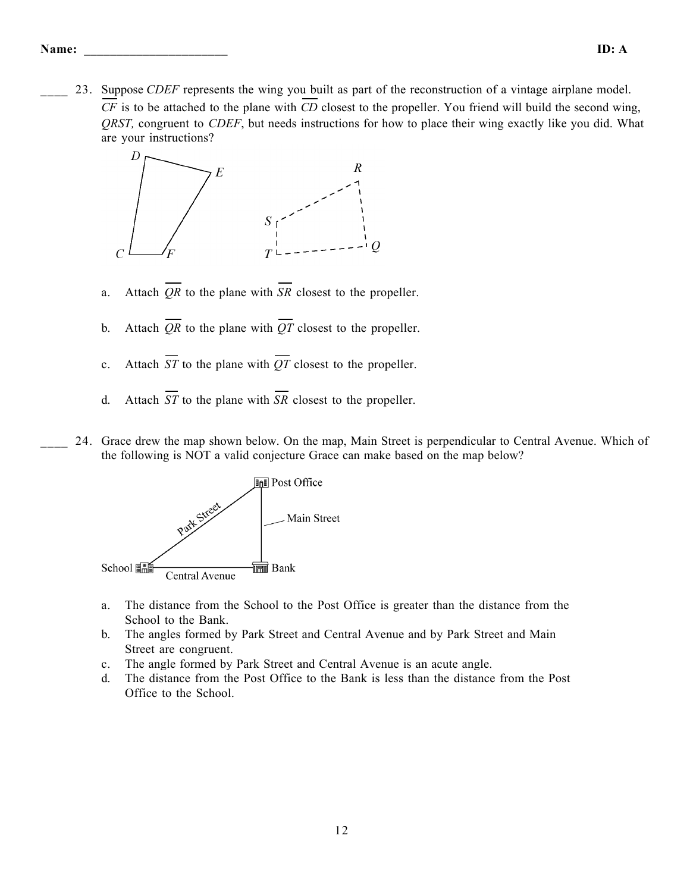Name: ______________________ ID: A

____ 23. Suppose *CDEF* represents the wing you built as part of the reconstruction of a vintage airplane model. $\overline{CF}$ is to be attached to the plane with $\overline{CD}$ closest to the propeller. You friend will build the second wing, *QRST,* congruent to *CDEF*, but needs instructions for how to place their wing exactly like you did. What are your instructions?

a. Attach $\overline{QR}$ to the plane with $\overline{SR}$ closest to the propeller.

b. Attach $\overline{QR}$ to the plane with $\overline{QT}$ closest to the propeller.

c. Attach $\overline{ST}$ to the plane with $\overline{QT}$ closest to the propeller.

d. Attach $\overline{ST}$ to the plane with $\overline{SR}$ closest to the propeller.

____ 24. Grace drew the map shown below. On the map, Main Street is perpendicular to Central Avenue. Which of the following is NOT a valid conjecture Grace can make based on the map below?

a. The distance from the School to the Post Office is greater than the distance from the School to the Bank.
b. The angles formed by Park Street and Central Avenue and by Park Street and Main Street are congruent.
c. The angle formed by Park Street and Central Avenue is an acute angle.
d. The distance from the Post Office to the Bank is less than the distance from the Post Office to the School.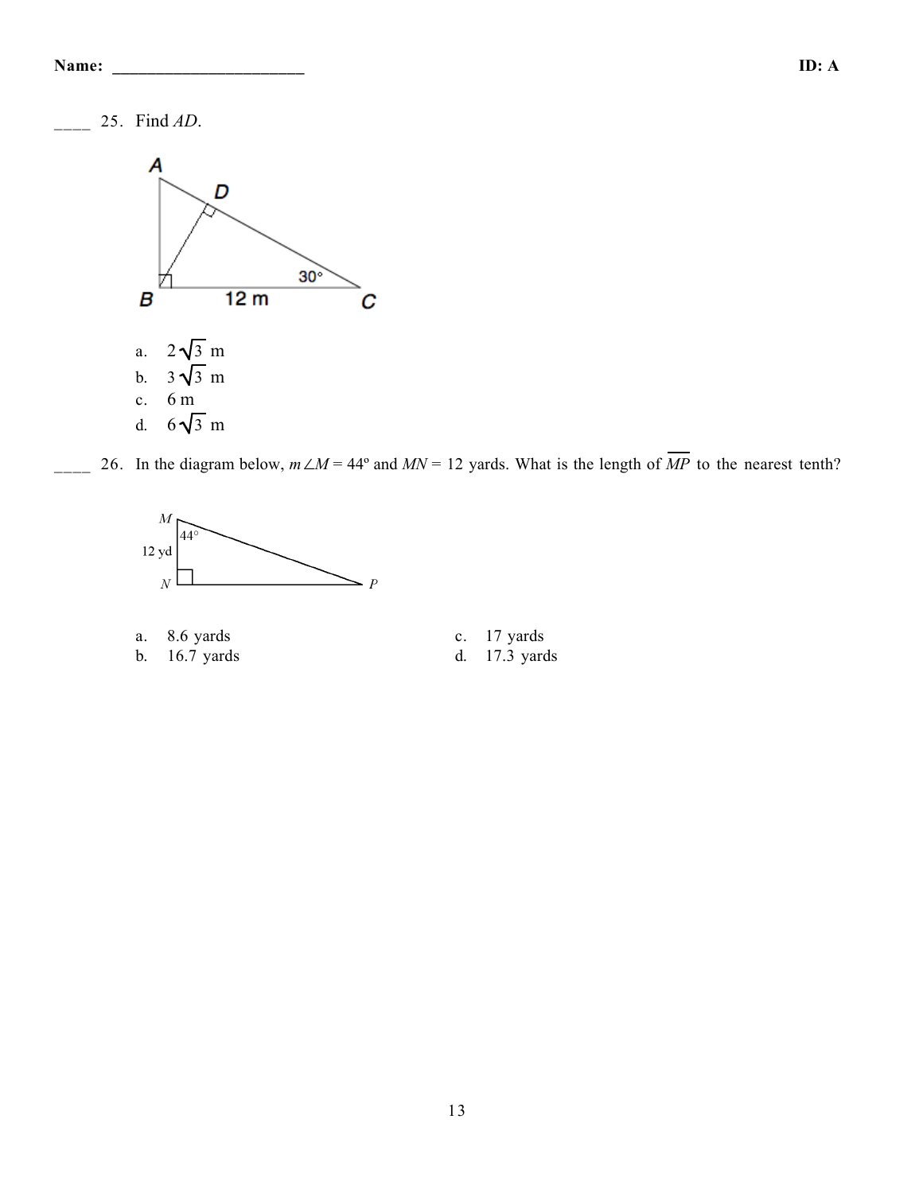Name: ________________________ **ID: A**

____ 25. Find $AD$.

a. $2\sqrt{3}$ m
b. $3\sqrt{3}$ m
c. 6 m
d. $6\sqrt{3}$ m

____ 26. In the diagram below, $m\angle M = 44°$ and $MN = 12$ yards. What is the length of $\overline{MP}$ to the nearest tenth?

a. 8.6 yards
b. 16.7 yards
c. 17 yards
d. 17.3 yards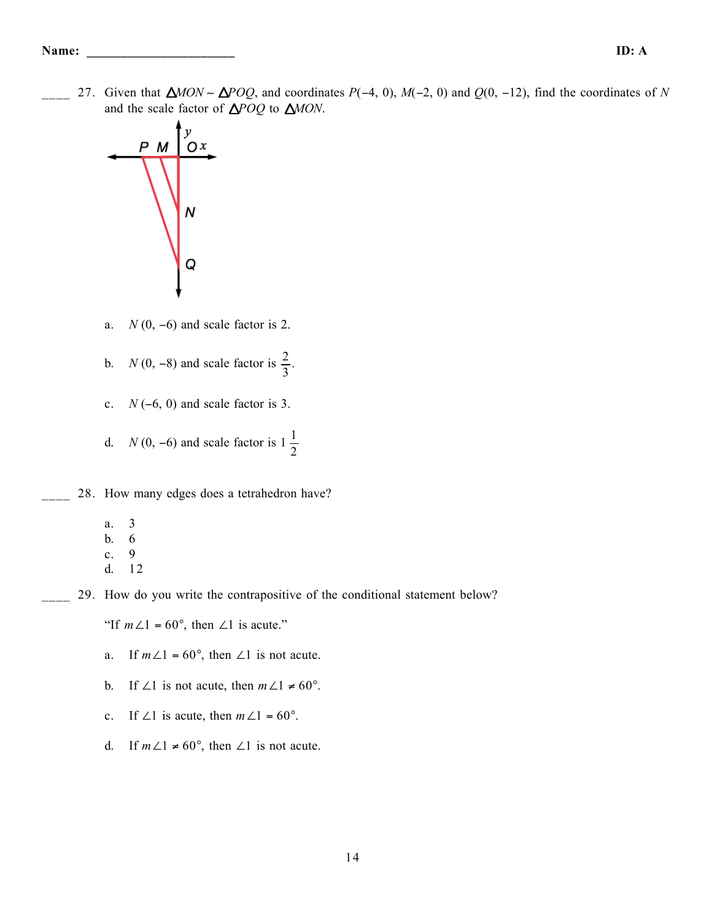Name: ______________________ ID: A

____ 27. Given that $\triangle MON \sim \triangle POQ$, and coordinates $P(-4, 0)$, $M(-2, 0)$ and $Q(0, -12)$, find the coordinates of $N$ and the scale factor of $\triangle POQ$ to $\triangle MON$.

a. $N(0, -6)$ and scale factor is 2.

b. $N(0, -8)$ and scale factor is $\frac{2}{3}$.

c. $N(-6, 0)$ and scale factor is 3.

d. $N(0, -6)$ and scale factor is $1\frac{1}{2}$

____ 28. How many edges does a tetrahedron have?

a. 3
b. 6
c. 9
d. 12

____ 29. How do you write the contrapositive of the conditional statement below?

"If $m\angle 1 = 60°$, then $\angle 1$ is acute."

a. If $m\angle 1 = 60°$, then $\angle 1$ is not acute.

b. If $\angle 1$ is not acute, then $m\angle 1 \neq 60°$.

c. If $\angle 1$ is acute, then $m\angle 1 = 60°$.

d. If $m\angle 1 \neq 60°$, then $\angle 1$ is not acute.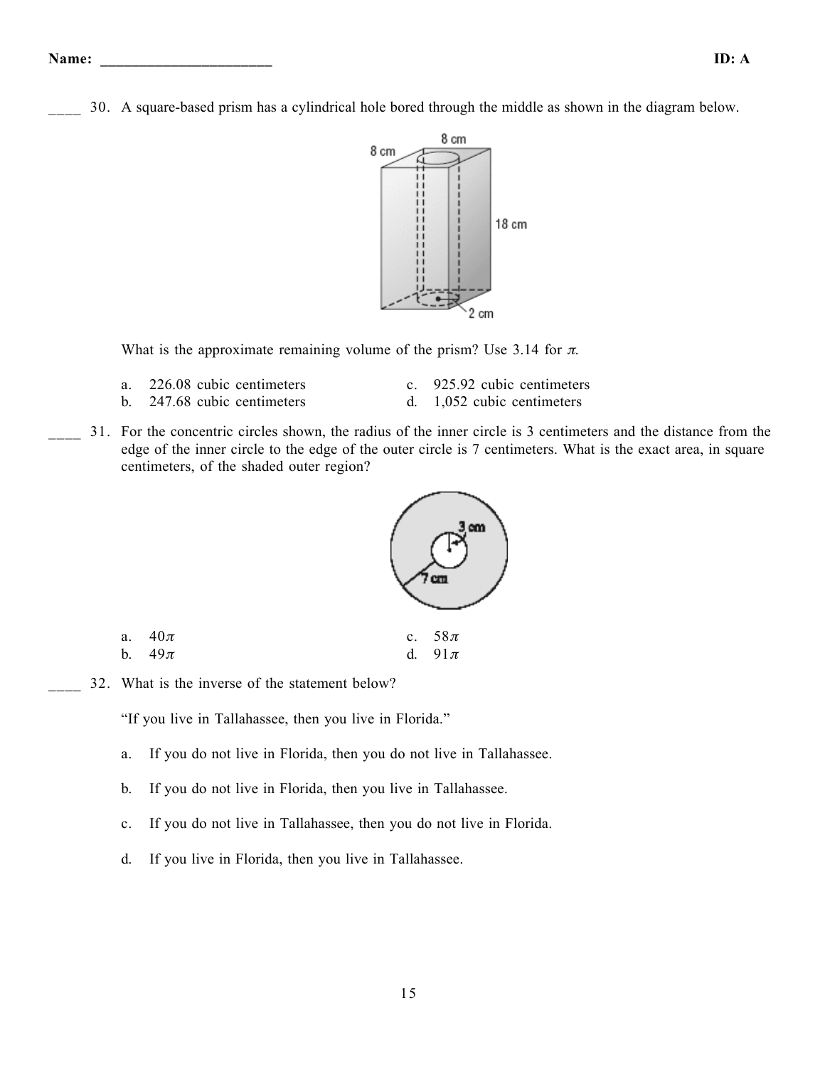Name: ______________________ ID: A

____ 30. A square-based prism has a cylindrical hole bored through the middle as shown in the diagram below.

What is the approximate remaining volume of the prism? Use 3.14 for $\pi$.

a. 226.08 cubic centimeters
b. 247.68 cubic centimeters
c. 925.92 cubic centimeters
d. 1,052 cubic centimeters

____ 31. For the concentric circles shown, the radius of the inner circle is 3 centimeters and the distance from the edge of the inner circle to the edge of the outer circle is 7 centimeters. What is the exact area, in square centimeters, of the shaded outer region?

a. $40\pi$
b. $49\pi$
c. $58\pi$
d. $91\pi$

____ 32. What is the inverse of the statement below?

"If you live in Tallahassee, then you live in Florida."

a. If you do not live in Florida, then you do not live in Tallahassee.

b. If you do not live in Florida, then you live in Tallahassee.

c. If you do not live in Tallahassee, then you do not live in Florida.

d. If you live in Florida, then you live in Tallahassee.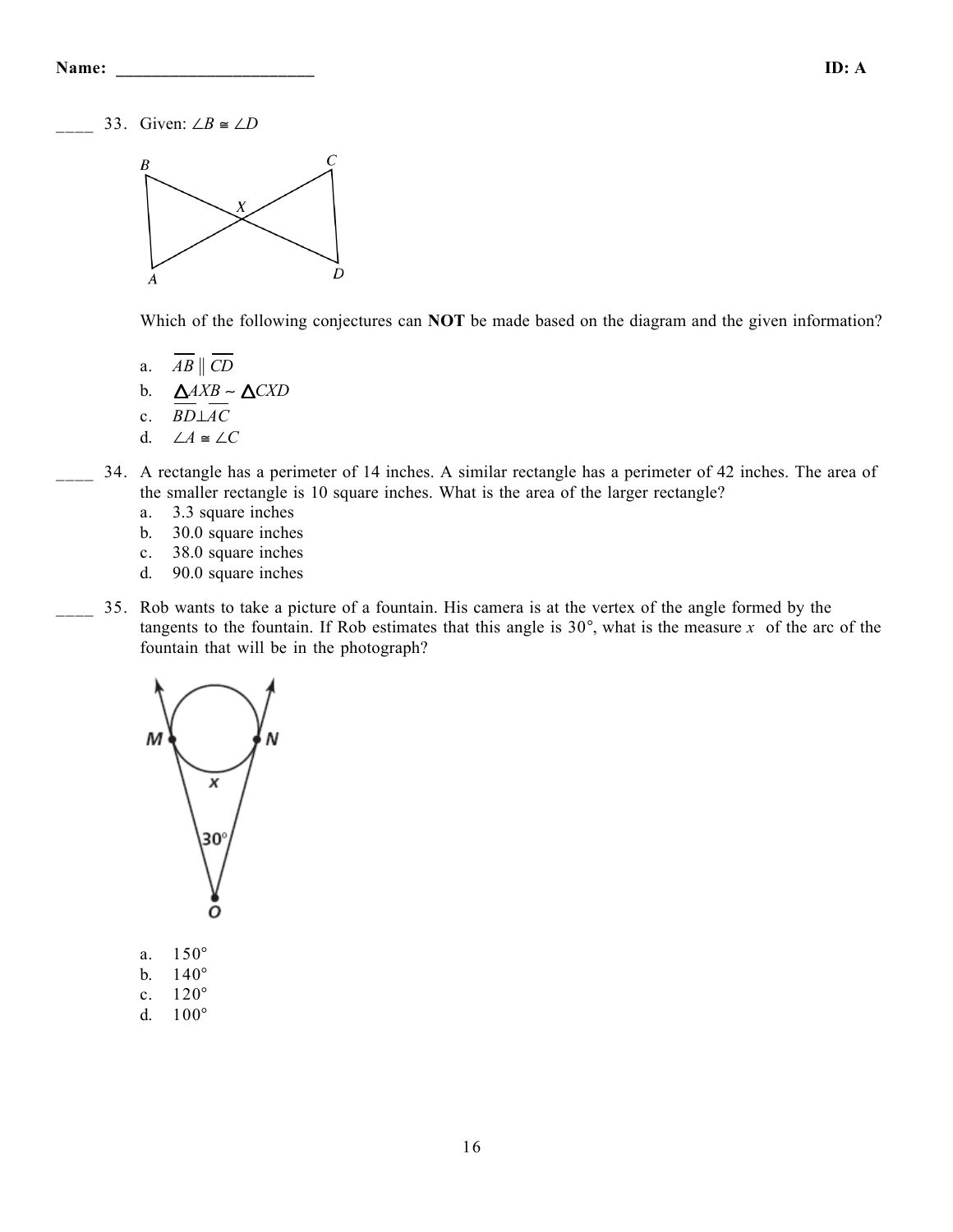Name: ______________________ ID: A

____ 33. Given: $\angle B \cong \angle D$

Which of the following conjectures can **NOT** be made based on the diagram and the given information?

a. $\overline{AB} \parallel \overline{CD}$
b. $\triangle AXB \sim \triangle CXD$
c. $\overline{BD} \perp \overline{AC}$
d. $\angle A \cong \angle C$

____ 34. A rectangle has a perimeter of 14 inches. A similar rectangle has a perimeter of 42 inches. The area of the smaller rectangle is 10 square inches. What is the area of the larger rectangle?

a. 3.3 square inches
b. 30.0 square inches
c. 38.0 square inches
d. 90.0 square inches

____ 35. Rob wants to take a picture of a fountain. His camera is at the vertex of the angle formed by the tangents to the fountain. If Rob estimates that this angle is 30°, what is the measure $x$ of the arc of the fountain that will be in the photograph?

a. 150°
b. 140°
c. 120°
d. 100°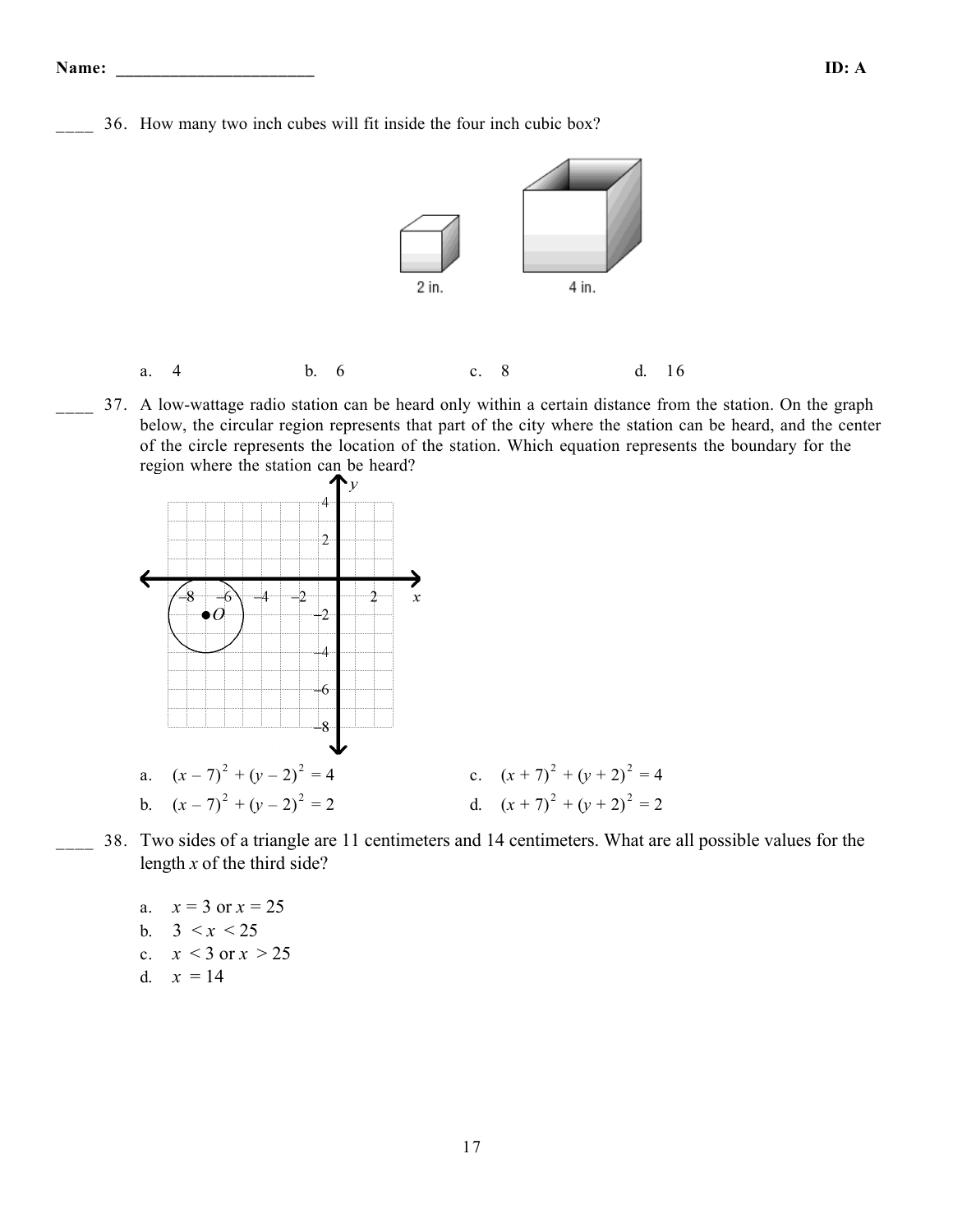____ 36. How many two inch cubes will fit inside the four inch cubic box?

a. 4　　b. 6　　c. 8　　d. 16

____ 37. A low-wattage radio station can be heard only within a certain distance from the station. On the graph below, the circular region represents that part of the city where the station can be heard, and the center of the circle represents the location of the station. Which equation represents the boundary for the region where the station can be heard?

a. $(x-7)^2 + (y-2)^2 = 4$

b. $(x-7)^2 + (y-2)^2 = 2$

c. $(x+7)^2 + (y+2)^2 = 4$

d. $(x+7)^2 + (y+2)^2 = 2$

____ 38. Two sides of a triangle are 11 centimeters and 14 centimeters. What are all possible values for the length $x$ of the third side?

a. $x = 3$ or $x = 25$

b. $3 < x < 25$

c. $x < 3$ or $x > 25$

d. $x = 14$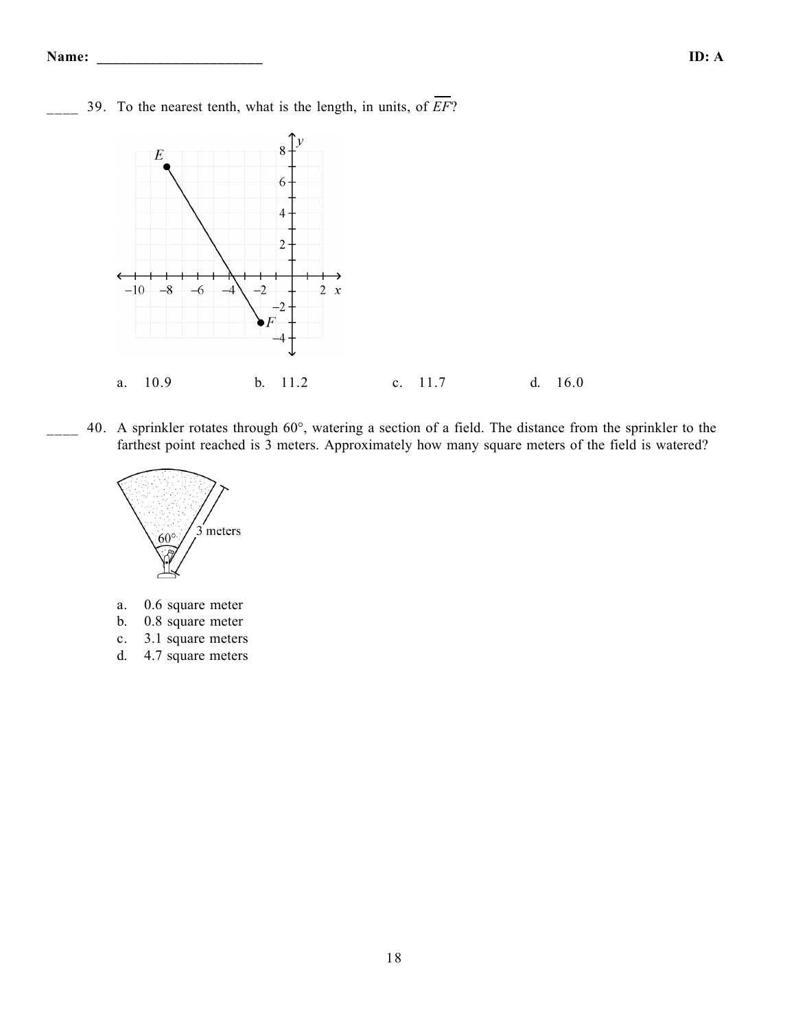____ 39. To the nearest tenth, what is the length, in units, of $\overline{EF}$?

a. 10.9 b. 11.2 c. 11.7 d. 16.0

____ 40. A sprinkler rotates through 60°, watering a section of a field. The distance from the sprinkler to the farthest point reached is 3 meters. Approximately how many square meters of the field is watered?

a. 0.6 square meter
b. 0.8 square meter
c. 3.1 square meters
d. 4.7 square meters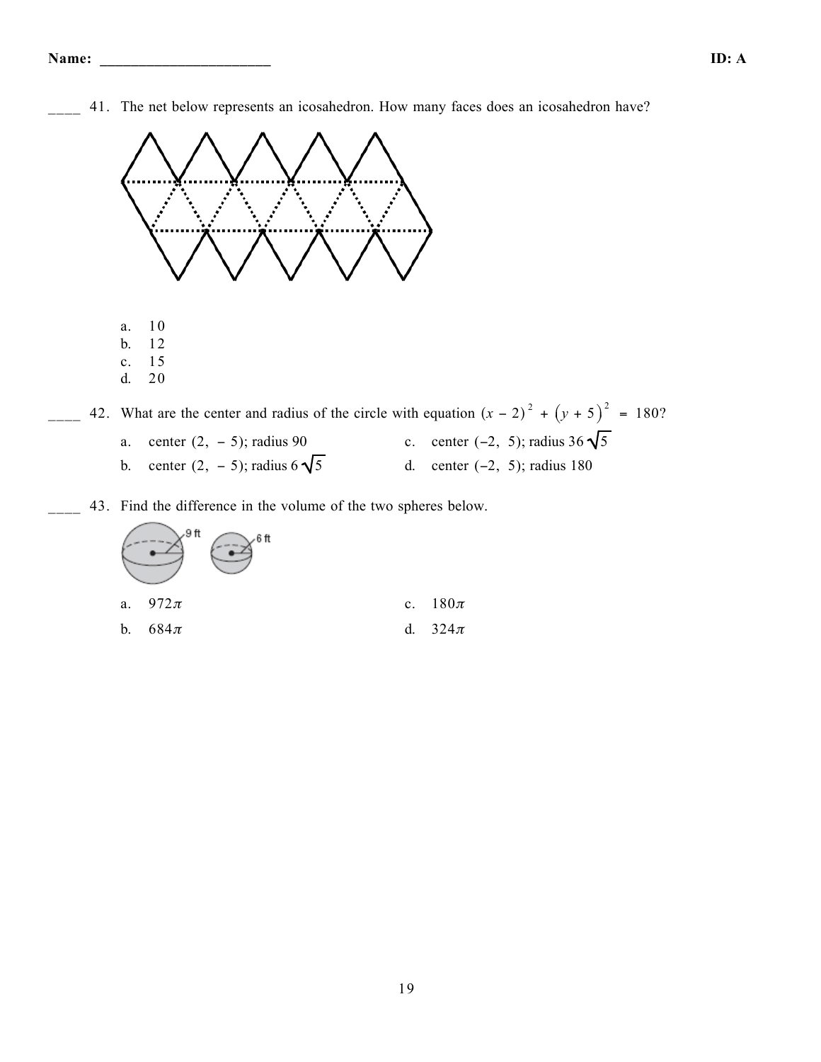____ 41. The net below represents an icosahedron. How many faces does an icosahedron have?

a. 10
b. 12
c. 15
d. 20

____ 42. What are the center and radius of the circle with equation $(x - 2)^2 + (y + 5)^2 = 180$?

a. center $(2, -5)$; radius 90
b. center $(2, -5)$; radius $6\sqrt{5}$
c. center $(-2, 5)$; radius $36\sqrt{5}$
d. center $(-2, 5)$; radius 180

____ 43. Find the difference in the volume of the two spheres below.

9 ft
6 ft

a. $972\pi$
b. $684\pi$
c. $180\pi$
d. $324\pi$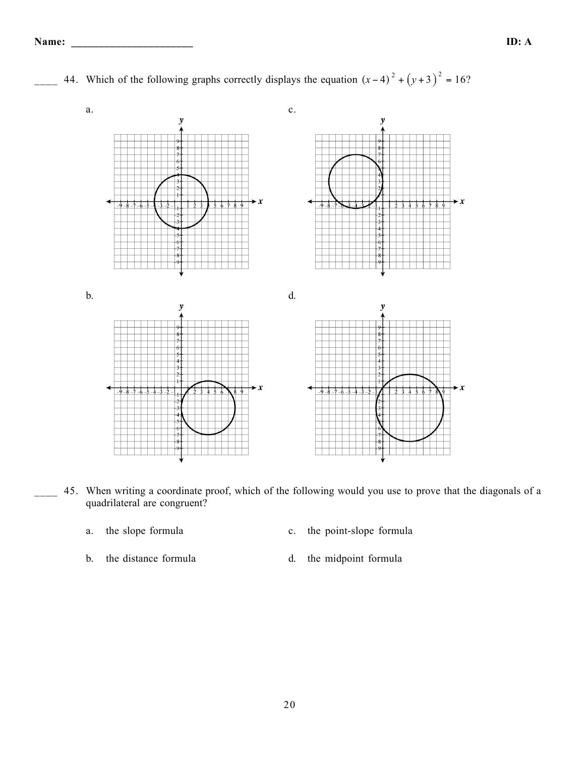____ 44. Which of the following graphs correctly displays the equation $(x-4)^2 + (y+3)^2 = 16$?

a.

c.

b.

d.

____ 45. When writing a coordinate proof, which of the following would you use to prove that the diagonals of a quadrilateral are congruent?

a. the slope formula

b. the distance formula

c. the point-slope formula

d. the midpoint formula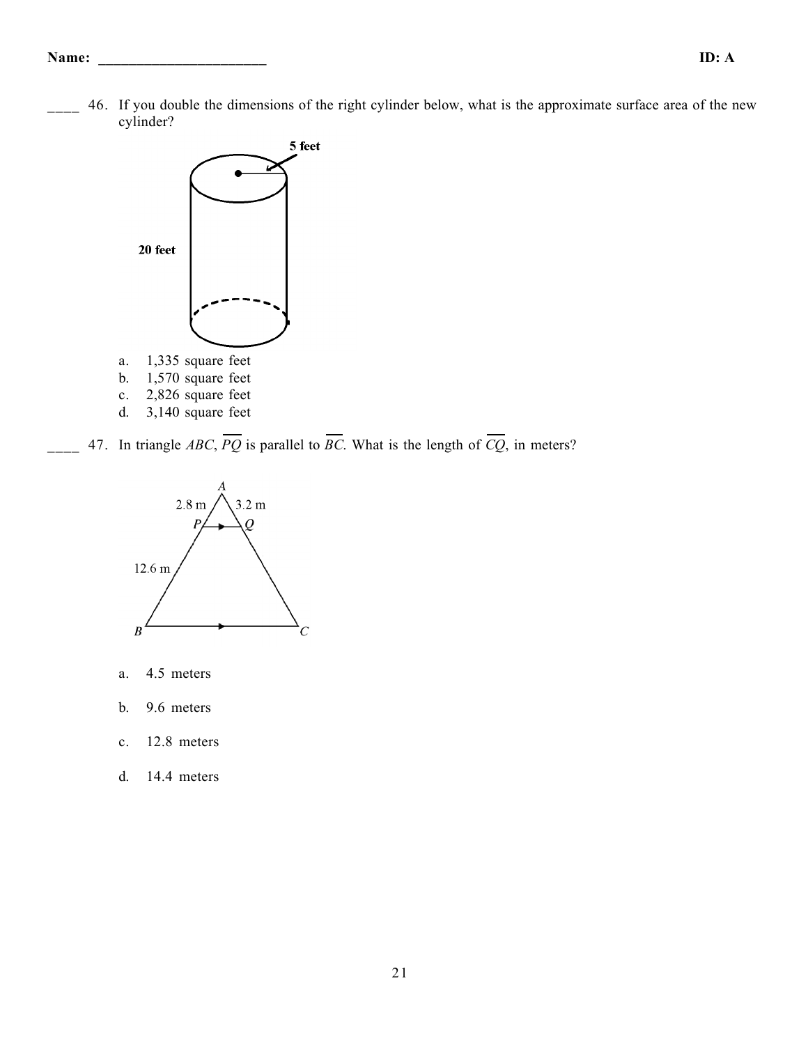**Name: ______________________** **ID: A**

____ 46. If you double the dimensions of the right cylinder below, what is the approximate surface area of the new cylinder?

a. 1,335 square feet
b. 1,570 square feet
c. 2,826 square feet
d. 3,140 square feet

____ 47. In triangle $ABC$, $\overline{PQ}$ is parallel to $\overline{BC}$. What is the length of $\overline{CQ}$, in meters?

a. 4.5 meters

b. 9.6 meters

c. 12.8 meters

d. 14.4 meters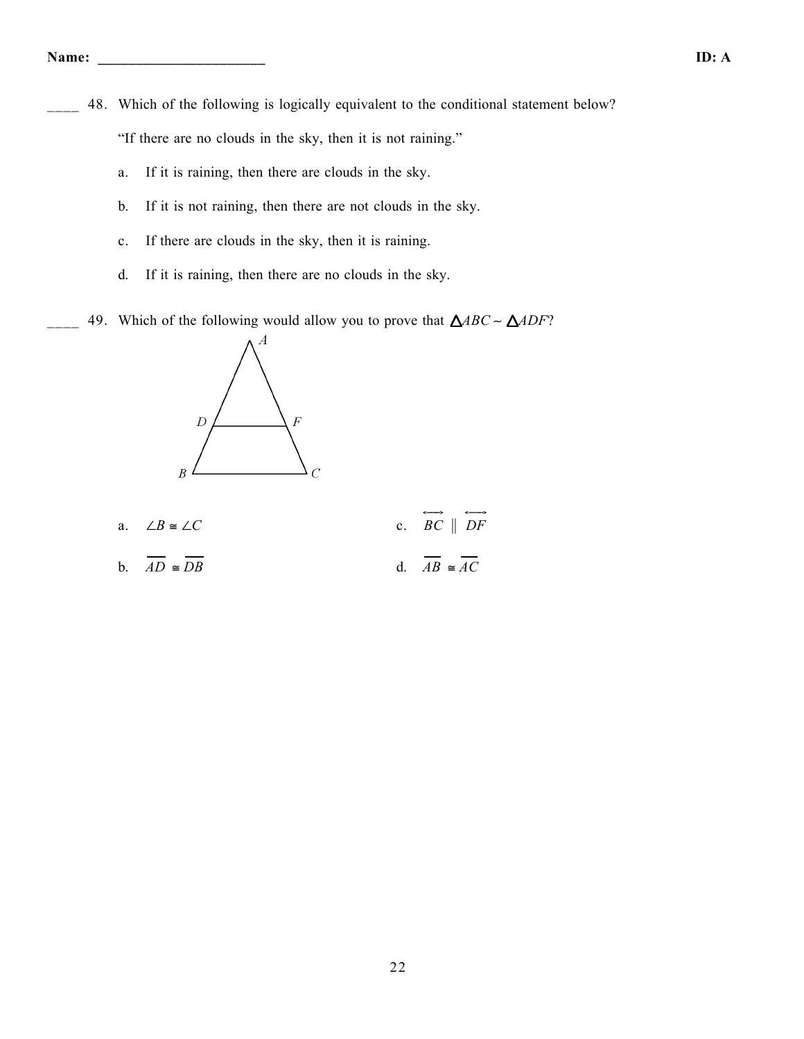Name: ______________________ ID: A

____ 48. Which of the following is logically equivalent to the conditional statement below?

"If there are no clouds in the sky, then it is not raining."

a. If it is raining, then there are clouds in the sky.

b. If it is not raining, then there are not clouds in the sky.

c. If there are clouds in the sky, then it is raining.

d. If it is raining, then there are no clouds in the sky.

____ 49. Which of the following would allow you to prove that $\triangle ABC \sim \triangle ADF$?

a. $\angle B \cong \angle C$

b. $\overline{AD} \cong \overline{DB}$

c. $\overleftrightarrow{BC} \parallel \overleftrightarrow{DF}$

d. $\overline{AB} \cong \overline{AC}$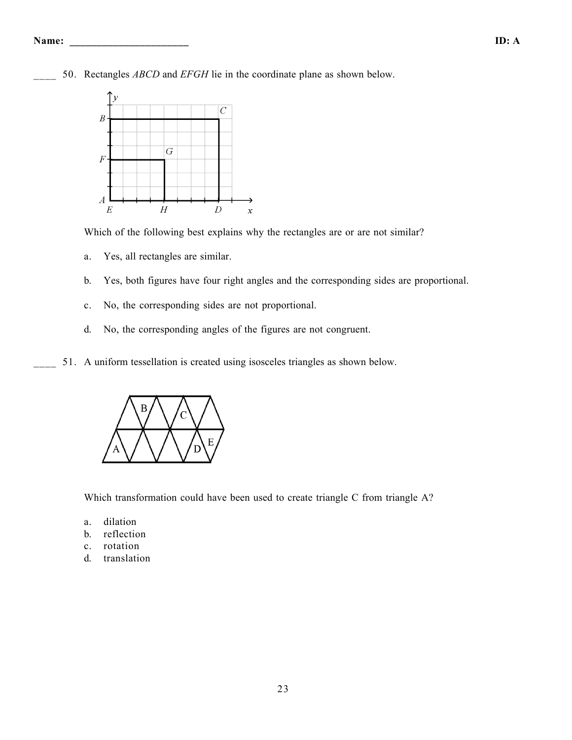____ 50. Rectangles *ABCD* and *EFGH* lie in the coordinate plane as shown below.

Which of the following best explains why the rectangles are or are not similar?

a. Yes, all rectangles are similar.

b. Yes, both figures have four right angles and the corresponding sides are proportional.

c. No, the corresponding sides are not proportional.

d. No, the corresponding angles of the figures are not congruent.

____ 51. A uniform tessellation is created using isosceles triangles as shown below.

Which transformation could have been used to create triangle C from triangle A?

a. dilation
b. reflection
c. rotation
d. translation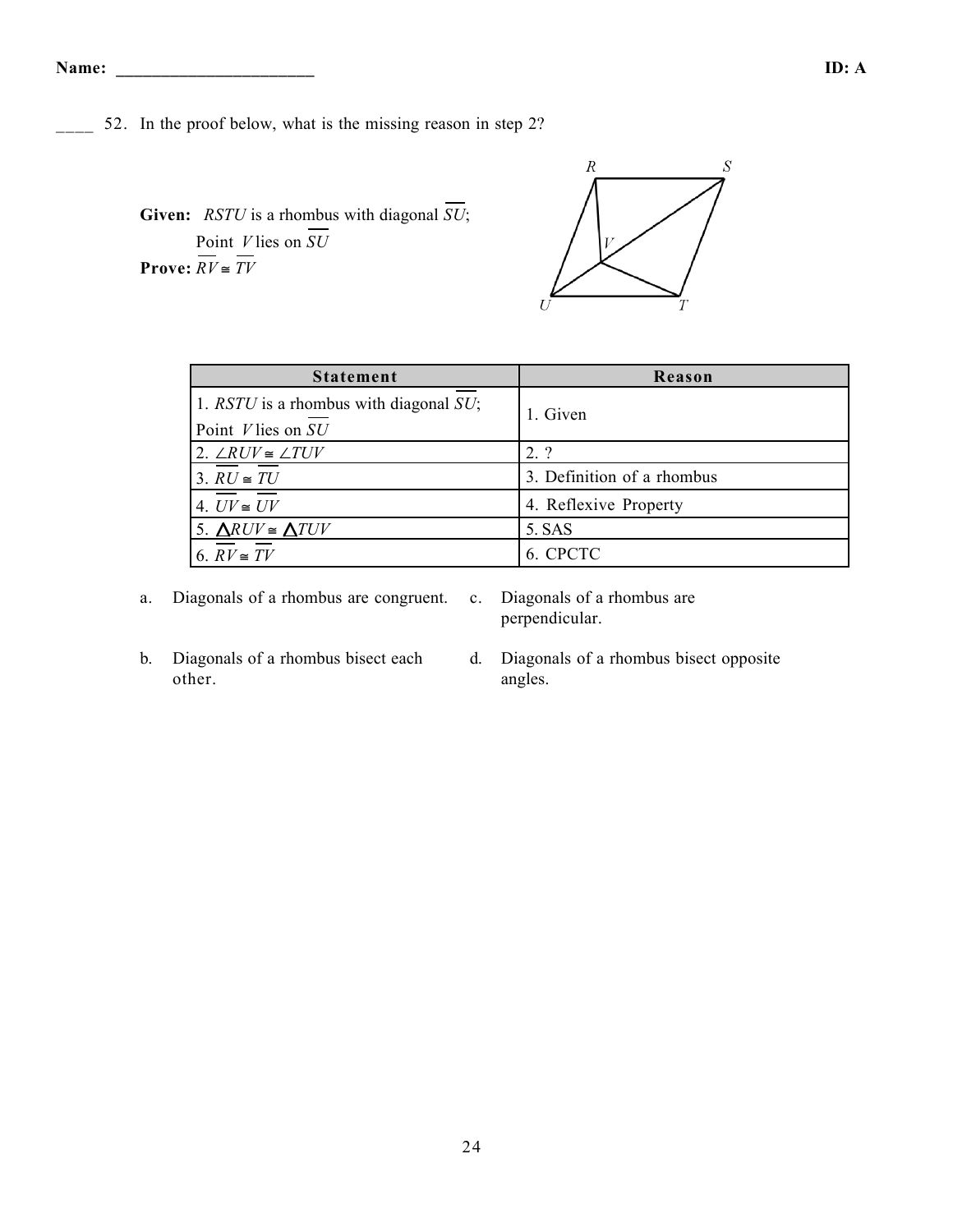Name: ______________________ ID: A

____ 52. In the proof below, what is the missing reason in step 2?

**Given:** $RSTU$ is a rhombus with diagonal $\overline{SU}$; Point $V$ lies on $\overline{SU}$

**Prove:** $\overline{RV} \cong \overline{TV}$

| Statement | Reason |
|---|---|
| 1. $RSTU$ is a rhombus with diagonal $\overline{SU}$; Point $V$ lies on $\overline{SU}$ | 1. Given |
| 2. $\angle RUV \cong \angle TUV$ | 2. ? |
| 3. $\overline{RU} \cong \overline{TU}$ | 3. Definition of a rhombus |
| 4. $\overline{UV} \cong \overline{UV}$ | 4. Reflexive Property |
| 5. $\triangle RUV \cong \triangle TUV$ | 5. SAS |
| 6. $\overline{RV} \cong \overline{TV}$ | 6. CPCTC |

a. Diagonals of a rhombus are congruent.

b. Diagonals of a rhombus bisect each other.

c. Diagonals of a rhombus are perpendicular.

d. Diagonals of a rhombus bisect opposite angles.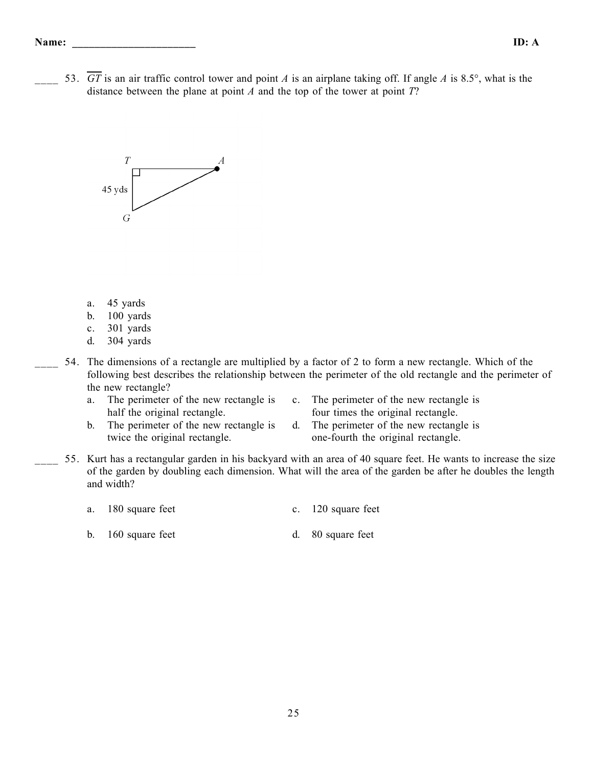Name: ______________________ ID: A

____ 53. $\overline{GT}$ is an air traffic control tower and point $A$ is an airplane taking off. If angle $A$ is 8.5°, what is the distance between the plane at point $A$ and the top of the tower at point $T$?

T A

45 yds

G

a. 45 yards
b. 100 yards
c. 301 yards
d. 304 yards

____ 54. The dimensions of a rectangle are multiplied by a factor of 2 to form a new rectangle. Which of the following best describes the relationship between the perimeter of the old rectangle and the perimeter of the new rectangle?

a. The perimeter of the new rectangle is half the original rectangle.
b. The perimeter of the new rectangle is twice the original rectangle.
c. The perimeter of the new rectangle is four times the original rectangle.
d. The perimeter of the new rectangle is one-fourth the original rectangle.

____ 55. Kurt has a rectangular garden in his backyard with an area of 40 square feet. He wants to increase the size of the garden by doubling each dimension. What will the area of the garden be after he doubles the length and width?

a. 180 square feet
b. 160 square feet
c. 120 square feet
d. 80 square feet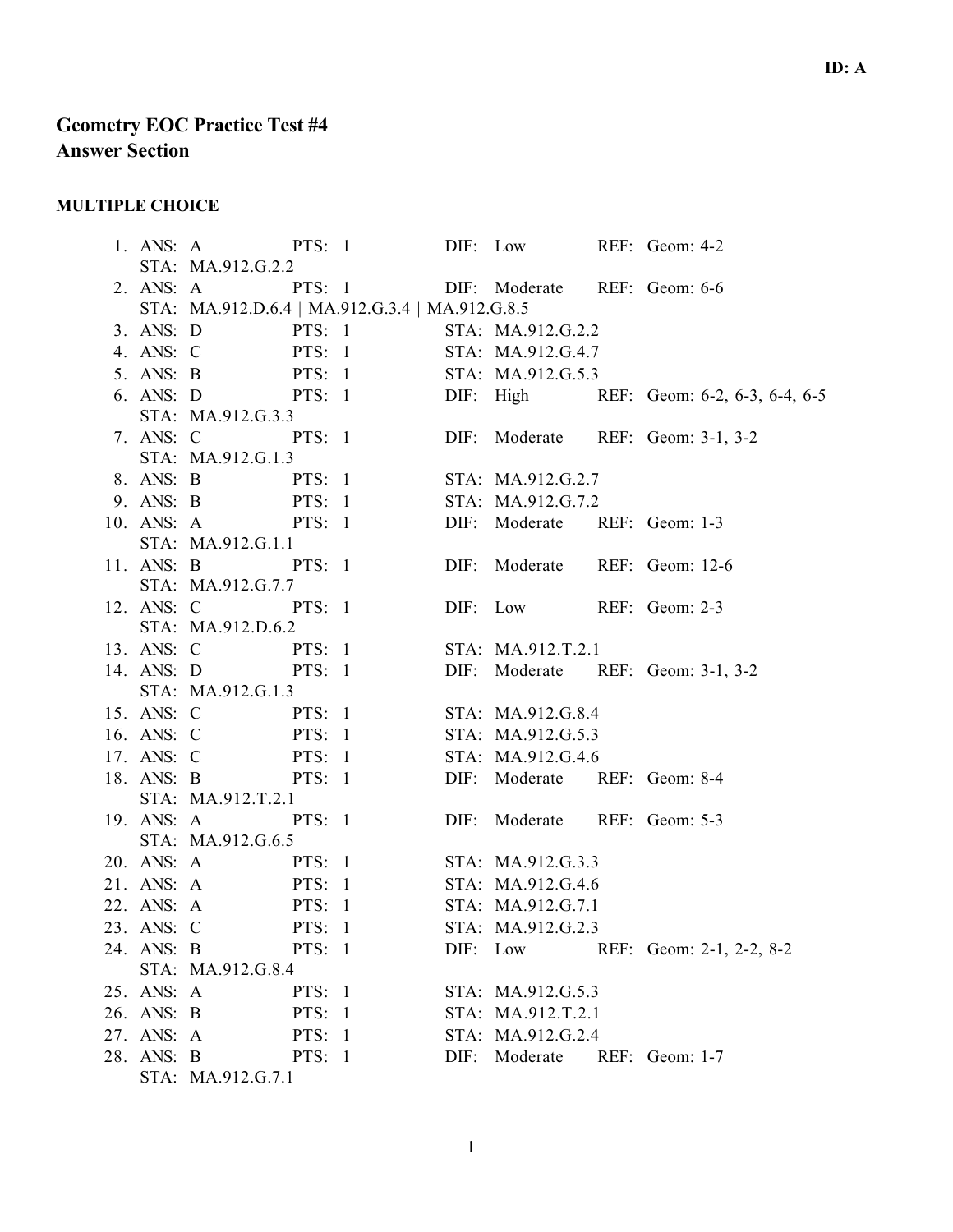**ID: A**

# Geometry EOC Practice Test #4
## Answer Section

### MULTIPLE CHOICE

1. ANS: A PTS: 1 DIF: Low REF: Geom: 4-2
   STA: MA.912.G.2.2
2. ANS: A PTS: 1 DIF: Moderate REF: Geom: 6-6
   STA: MA.912.D.6.4 | MA.912.G.3.4 | MA.912.G.8.5
3. ANS: D PTS: 1 STA: MA.912.G.2.2
4. ANS: C PTS: 1 STA: MA.912.G.4.7
5. ANS: B PTS: 1 STA: MA.912.G.5.3
6. ANS: D PTS: 1 DIF: High REF: Geom: 6-2, 6-3, 6-4, 6-5
   STA: MA.912.G.3.3
7. ANS: C PTS: 1 DIF: Moderate REF: Geom: 3-1, 3-2
   STA: MA.912.G.1.3
8. ANS: B PTS: 1 STA: MA.912.G.2.7
9. ANS: B PTS: 1 STA: MA.912.G.7.2
10. ANS: A PTS: 1 DIF: Moderate REF: Geom: 1-3
    STA: MA.912.G.1.1
11. ANS: B PTS: 1 DIF: Moderate REF: Geom: 12-6
    STA: MA.912.G.7.7
12. ANS: C PTS: 1 DIF: Low REF: Geom: 2-3
    STA: MA.912.D.6.2
13. ANS: C PTS: 1 STA: MA.912.T.2.1
14. ANS: D PTS: 1 DIF: Moderate REF: Geom: 3-1, 3-2
    STA: MA.912.G.1.3
15. ANS: C PTS: 1 STA: MA.912.G.8.4
16. ANS: C PTS: 1 STA: MA.912.G.5.3
17. ANS: C PTS: 1 STA: MA.912.G.4.6
18. ANS: B PTS: 1 DIF: Moderate REF: Geom: 8-4
    STA: MA.912.T.2.1
19. ANS: A PTS: 1 DIF: Moderate REF: Geom: 5-3
    STA: MA.912.G.6.5
20. ANS: A PTS: 1 STA: MA.912.G.3.3
21. ANS: A PTS: 1 STA: MA.912.G.4.6
22. ANS: A PTS: 1 STA: MA.912.G.7.1
23. ANS: C PTS: 1 STA: MA.912.G.2.3
24. ANS: B PTS: 1 DIF: Low REF: Geom: 2-1, 2-2, 8-2
    STA: MA.912.G.8.4
25. ANS: A PTS: 1 STA: MA.912.G.5.3
26. ANS: B PTS: 1 STA: MA.912.T.2.1
27. ANS: A PTS: 1 STA: MA.912.G.2.4
28. ANS: B PTS: 1 DIF: Moderate REF: Geom: 1-7
    STA: MA.912.G.7.1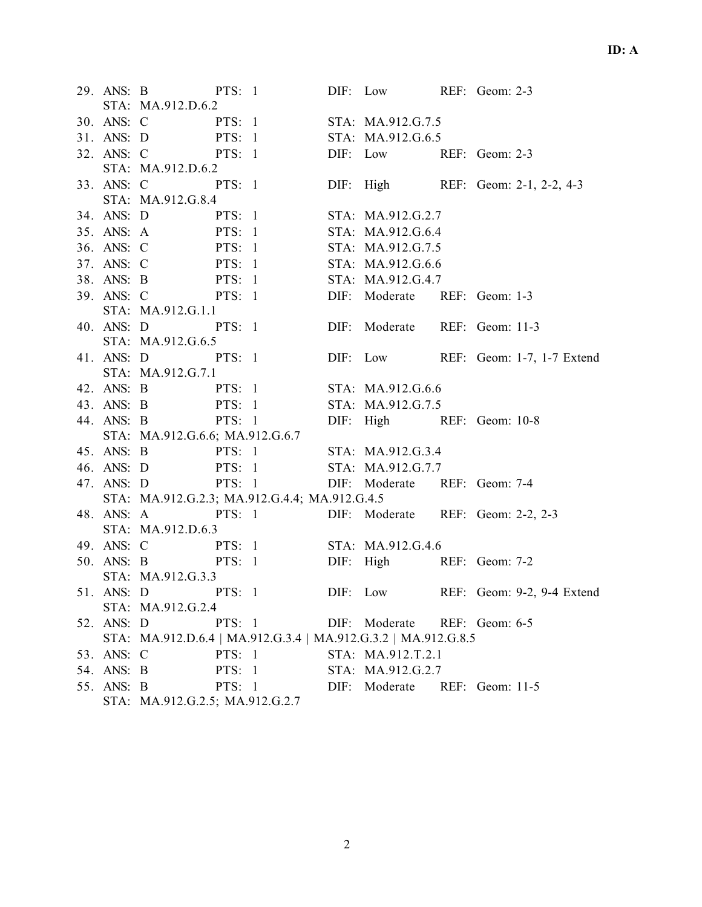**ID: A**

29. ANS: B PTS: 1 DIF: Low REF: Geom: 2-3
    STA: MA.912.D.6.2
30. ANS: C PTS: 1 STA: MA.912.G.7.5
31. ANS: D PTS: 1 STA: MA.912.G.6.5
32. ANS: C PTS: 1 DIF: Low REF: Geom: 2-3
    STA: MA.912.D.6.2
33. ANS: C PTS: 1 DIF: High REF: Geom: 2-1, 2-2, 4-3
    STA: MA.912.G.8.4
34. ANS: D PTS: 1 STA: MA.912.G.2.7
35. ANS: A PTS: 1 STA: MA.912.G.6.4
36. ANS: C PTS: 1 STA: MA.912.G.7.5
37. ANS: C PTS: 1 STA: MA.912.G.6.6
38. ANS: B PTS: 1 STA: MA.912.G.4.7
39. ANS: C PTS: 1 DIF: Moderate REF: Geom: 1-3
    STA: MA.912.G.1.1
40. ANS: D PTS: 1 DIF: Moderate REF: Geom: 11-3
    STA: MA.912.G.6.5
41. ANS: D PTS: 1 DIF: Low REF: Geom: 1-7, 1-7 Extend
    STA: MA.912.G.7.1
42. ANS: B PTS: 1 STA: MA.912.G.6.6
43. ANS: B PTS: 1 STA: MA.912.G.7.5
44. ANS: B PTS: 1 DIF: High REF: Geom: 10-8
    STA: MA.912.G.6.6; MA.912.G.6.7
45. ANS: B PTS: 1 STA: MA.912.G.3.4
46. ANS: D PTS: 1 STA: MA.912.G.7.7
47. ANS: D PTS: 1 DIF: Moderate REF: Geom: 7-4
    STA: MA.912.G.2.3; MA.912.G.4.4; MA.912.G.4.5
48. ANS: A PTS: 1 DIF: Moderate REF: Geom: 2-2, 2-3
    STA: MA.912.D.6.3
49. ANS: C PTS: 1 STA: MA.912.G.4.6
50. ANS: B PTS: 1 DIF: High REF: Geom: 7-2
    STA: MA.912.G.3.3
51. ANS: D PTS: 1 DIF: Low REF: Geom: 9-2, 9-4 Extend
    STA: MA.912.G.2.4
52. ANS: D PTS: 1 DIF: Moderate REF: Geom: 6-5
    STA: MA.912.D.6.4 | MA.912.G.3.4 | MA.912.G.3.2 | MA.912.G.8.5
53. ANS: C PTS: 1 STA: MA.912.T.2.1
54. ANS: B PTS: 1 STA: MA.912.G.2.7
55. ANS: B PTS: 1 DIF: Moderate REF: Geom: 11-5
    STA: MA.912.G.2.5; MA.912.G.2.7